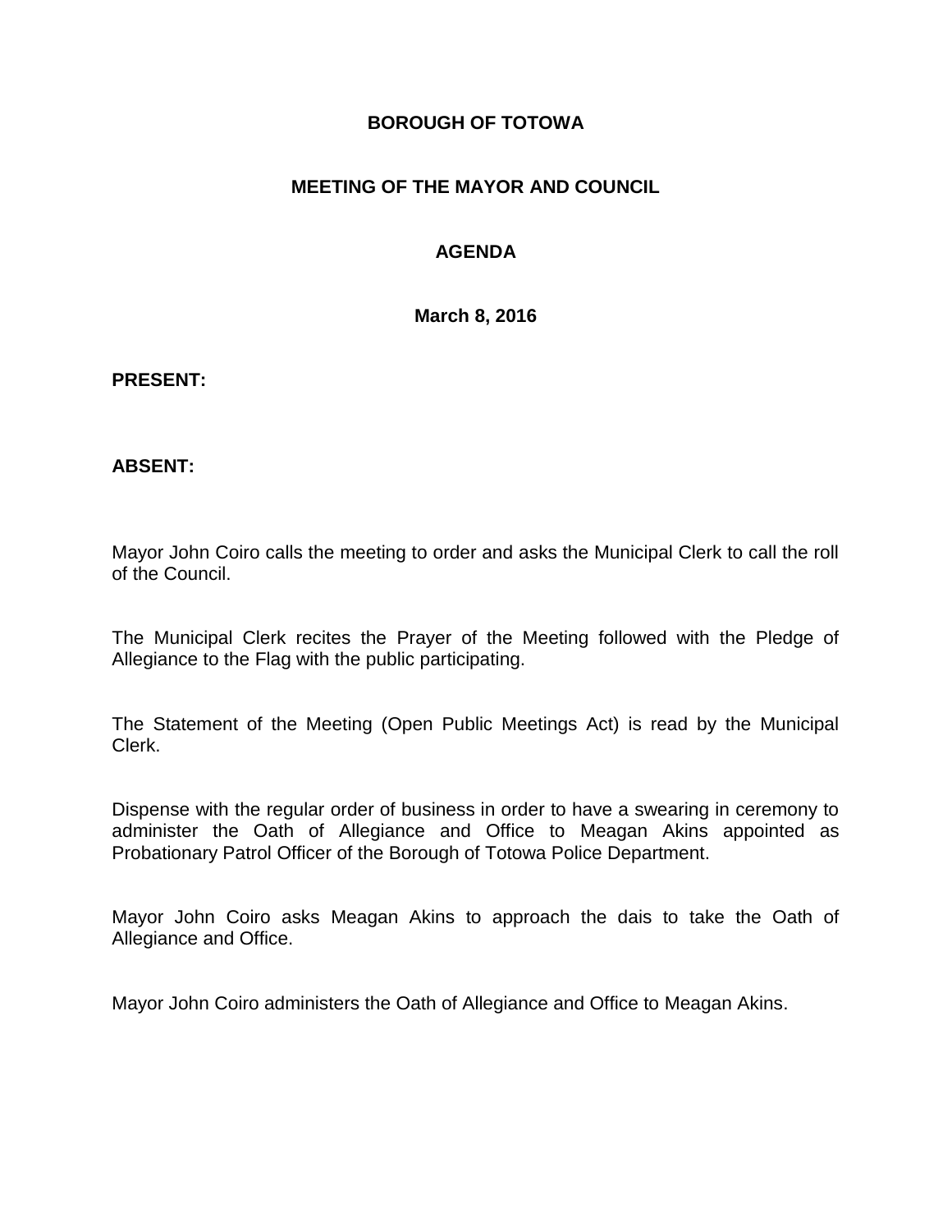**BOROUGH OF TOTOWA**

**MEETING OF THE MAYOR AND COUNCIL**

**AGENDA**

**March 8, 2016**

**PRESENT:**

**ABSENT:**

Mayor John Coiro calls the meeting to order and asks the Municipal Clerk to call the roll of the Council.

The Municipal Clerk recites the Prayer of the Meeting followed with the Pledge of Allegiance to the Flag with the public participating.

The Statement of the Meeting (Open Public Meetings Act) is read by the Municipal Clerk.

Dispense with the regular order of business in order to have a swearing in ceremony to administer the Oath of Allegiance and Office to Meagan Akins appointed as Probationary Patrol Officer of the Borough of Totowa Police Department.

Mayor John Coiro asks Meagan Akins to approach the dais to take the Oath of Allegiance and Office.

Mayor John Coiro administers the Oath of Allegiance and Office to Meagan Akins.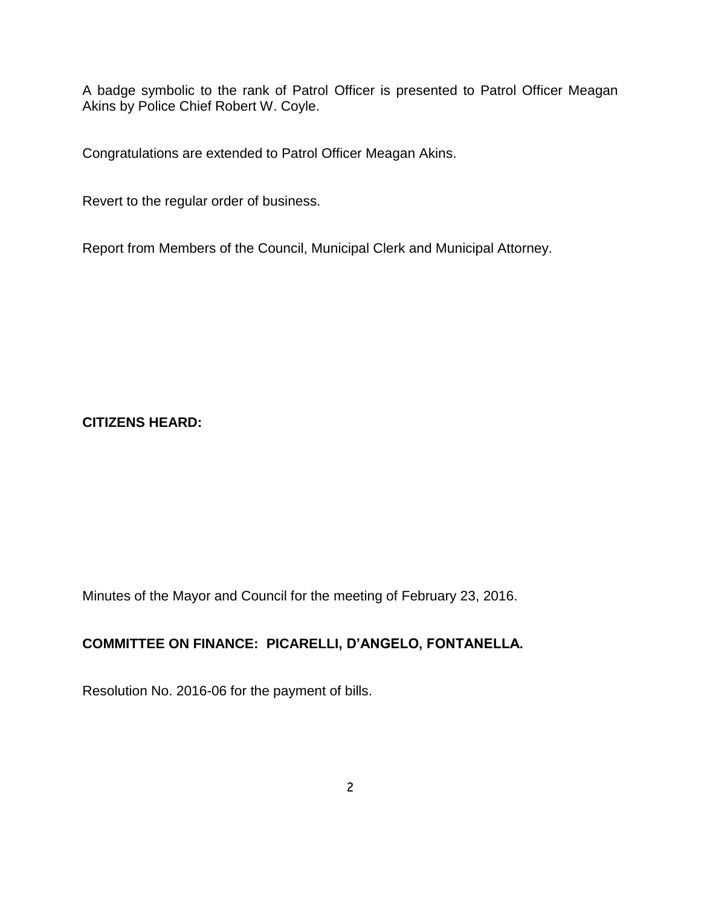A badge symbolic to the rank of Patrol Officer is presented to Patrol Officer Meagan Akins by Police Chief Robert W. Coyle.

Congratulations are extended to Patrol Officer Meagan Akins.

Revert to the regular order of business.

Report from Members of the Council, Municipal Clerk and Municipal Attorney.

**CITIZENS HEARD:**

Minutes of the Mayor and Council for the meeting of February 23, 2016.

**COMMITTEE ON FINANCE: PICARELLI, D'ANGELO, FONTANELLA.**

Resolution No. 2016-06 for the payment of bills.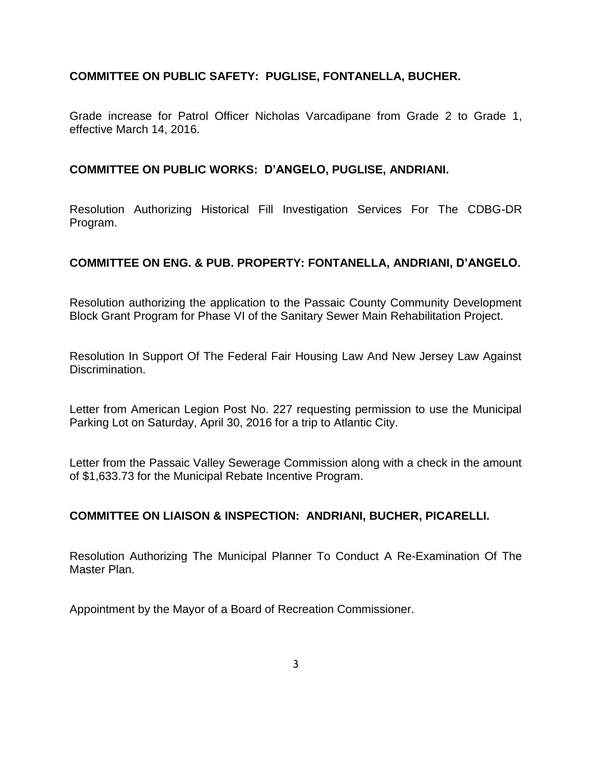**COMMITTEE ON PUBLIC SAFETY: PUGLISE, FONTANELLA, BUCHER.**

Grade increase for Patrol Officer Nicholas Varcadipane from Grade 2 to Grade 1, effective March 14, 2016.

**COMMITTEE ON PUBLIC WORKS: D'ANGELO, PUGLISE, ANDRIANI.**

Resolution Authorizing Historical Fill Investigation Services For The CDBG-DR Program.

**COMMITTEE ON ENG. & PUB. PROPERTY: FONTANELLA, ANDRIANI, D'ANGELO.**

Resolution authorizing the application to the Passaic County Community Development Block Grant Program for Phase VI of the Sanitary Sewer Main Rehabilitation Project.

Resolution In Support Of The Federal Fair Housing Law And New Jersey Law Against Discrimination.

Letter from American Legion Post No. 227 requesting permission to use the Municipal Parking Lot on Saturday, April 30, 2016 for a trip to Atlantic City.

Letter from the Passaic Valley Sewerage Commission along with a check in the amount of $1,633.73 for the Municipal Rebate Incentive Program.

**COMMITTEE ON LIAISON & INSPECTION: ANDRIANI, BUCHER, PICARELLI.**

Resolution Authorizing The Municipal Planner To Conduct A Re-Examination Of The Master Plan.

Appointment by the Mayor of a Board of Recreation Commissioner.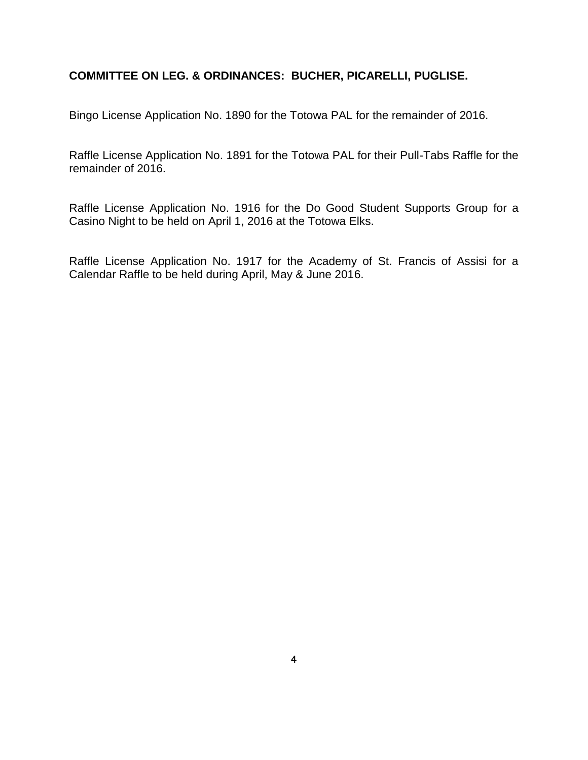**COMMITTEE ON LEG. & ORDINANCES: BUCHER, PICARELLI, PUGLISE.**

Bingo License Application No. 1890 for the Totowa PAL for the remainder of 2016.

Raffle License Application No. 1891 for the Totowa PAL for their Pull-Tabs Raffle for the remainder of 2016.

Raffle License Application No. 1916 for the Do Good Student Supports Group for a Casino Night to be held on April 1, 2016 at the Totowa Elks.

Raffle License Application No. 1917 for the Academy of St. Francis of Assisi for a Calendar Raffle to be held during April, May & June 2016.